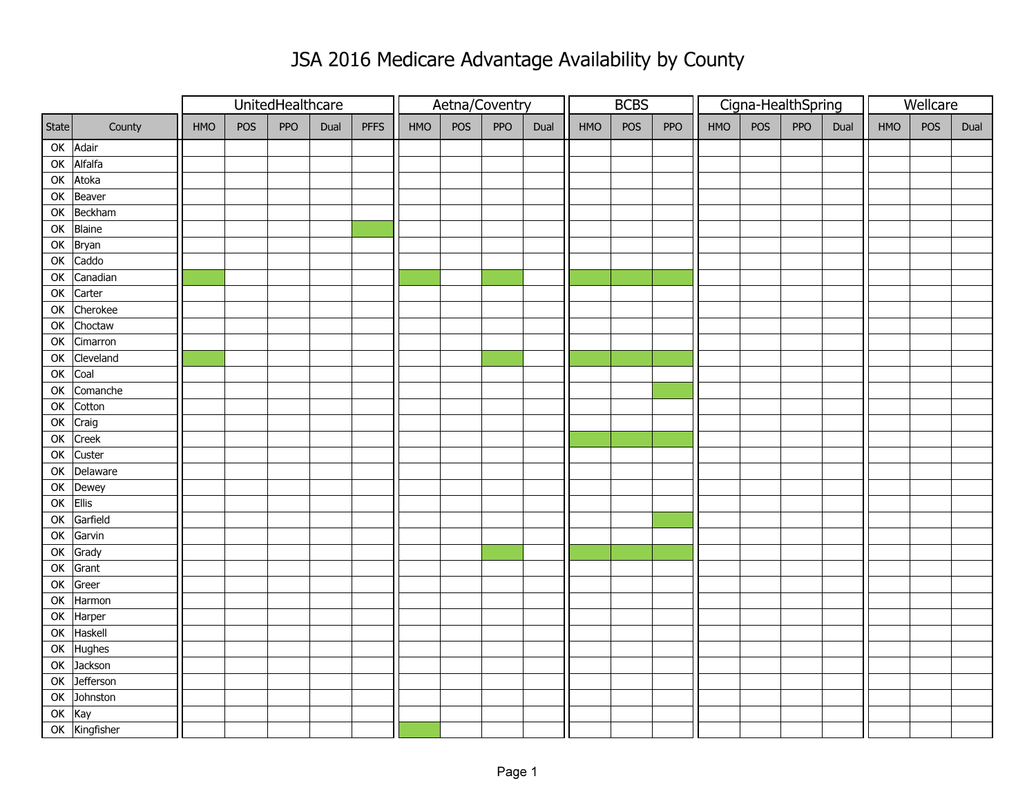# JSA 2016 Medicare Advantage Availability by County

Shaded (green) cells in the source are shown as ✓.

| | | UnitedHealthcare | | | | | Aetna/Coventry | | | | BCBS | | | Cigna-HealthSpring | | | | Wellcare | | |
|---|---|---|---|---|---|---|---|---|---|---|---|---|---|---|---|---|---|---|---|---|
| State | County | HMO | POS | PPO | Dual | PFFS | HMO | POS | PPO | Dual | HMO | POS | PPO | HMO | POS | PPO | Dual | HMO | POS | Dual |
| OK | Adair | | | | | | | | | | | | | | | | | | | |
| OK | Alfalfa | | | | | | | | | | | | | | | | | | | |
| OK | Atoka | | | | | | | | | | | | | | | | | | | |
| OK | Beaver | | | | | | | | | | | | | | | | | | | |
| OK | Beckham | | | | | | | | | | | | | | | | | | | |
| OK | Blaine | | | | | ✓ | | | | | | | | | | | | | | |
| OK | Bryan | | | | | | | | | | | | | | | | | | | |
| OK | Caddo | | | | | | | | | | | | | | | | | | | |
| OK | Canadian | ✓ | | | | | ✓ | | ✓ | | ✓ | ✓ | ✓ | | | | | | | |
| OK | Carter | | | | | | | | | | | | | | | | | | | |
| OK | Cherokee | | | | | | | | | | | | | | | | | | | |
| OK | Choctaw | | | | | | | | | | | | | | | | | | | |
| OK | Cimarron | | | | | | | | | | | | | | | | | | | |
| OK | Cleveland | ✓ | | | | | | | ✓ | | ✓ | ✓ | ✓ | | | | | | | |
| OK | Coal | | | | | | | | | | | | | | | | | | | |
| OK | Comanche | | | | | | | | | | | | ✓ | | | | | | | |
| OK | Cotton | | | | | | | | | | | | | | | | | | | |
| OK | Craig | | | | | | | | | | | | | | | | | | | |
| OK | Creek | | | | | | | | | | ✓ | ✓ | ✓ | | | | | | | |
| OK | Custer | | | | | | | | | | | | | | | | | | | |
| OK | Delaware | | | | | | | | | | | | | | | | | | | |
| OK | Dewey | | | | | | | | | | | | | | | | | | | |
| OK | Ellis | | | | | | | | | | | | | | | | | | | |
| OK | Garfield | | | | | | | | | | | | ✓ | | | | | | | |
| OK | Garvin | | | | | | | | | | | | | | | | | | | |
| OK | Grady | | | | | | | | ✓ | | ✓ | ✓ | ✓ | | | | | | | |
| OK | Grant | | | | | | | | | | | | | | | | | | | |
| OK | Greer | | | | | | | | | | | | | | | | | | | |
| OK | Harmon | | | | | | | | | | | | | | | | | | | |
| OK | Harper | | | | | | | | | | | | | | | | | | | |
| OK | Haskell | | | | | | | | | | | | | | | | | | | |
| OK | Hughes | | | | | | | | | | | | | | | | | | | |
| OK | Jackson | | | | | | | | | | | | | | | | | | | |
| OK | Jefferson | | | | | | | | | | | | | | | | | | | |
| OK | Johnston | | | | | | | | | | | | | | | | | | | |
| OK | Kay | | | | | | | | | | | | | | | | | | | |
| OK | Kingfisher | | | | | | ✓ | | | | | | | | | | | | | |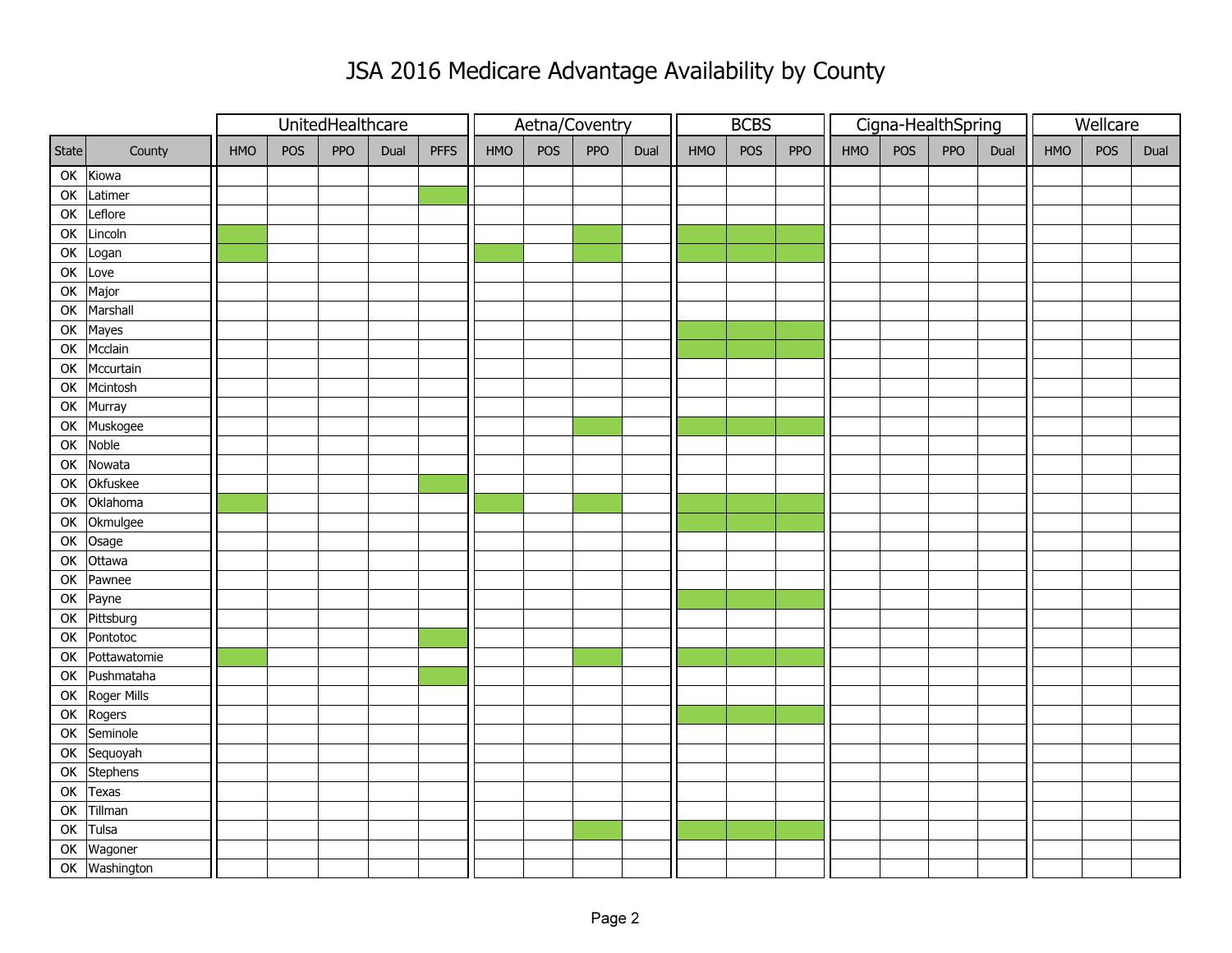# JSA 2016 Medicare Advantage Availability by County

Shaded cells in the source are marked with "X".

| | | UnitedHealthcare | | | | | Aetna/Coventry | | | | BCBS | | | Cigna-HealthSpring | | | | Wellcare | | |
|---|---|---|---|---|---|---|---|---|---|---|---|---|---|---|---|---|---|---|---|---|
| State | County | HMO | POS | PPO | Dual | PFFS | HMO | POS | PPO | Dual | HMO | POS | PPO | HMO | POS | PPO | Dual | HMO | POS | Dual |
| OK | Kiowa | | | | | | | | | | | | | | | | | | | |
| OK | Latimer | | | | | X | | | | | | | | | | | | | | |
| OK | Leflore | | | | | | | | | | | | | | | | | | | |
| OK | Lincoln | X | | | | | | | X | | X | X | X | | | | | | | |
| OK | Logan | X | | | | | X | | X | | X | X | X | | | | | | | |
| OK | Love | | | | | | | | | | | | | | | | | | | |
| OK | Major | | | | | | | | | | | | | | | | | | | |
| OK | Marshall | | | | | | | | | | | | | | | | | | | |
| OK | Mayes | | | | | | | | | | X | X | X | | | | | | | |
| OK | Mcclain | | | | | | | | | | X | X | X | | | | | | | |
| OK | Mccurtain | | | | | | | | | | | | | | | | | | | |
| OK | Mcintosh | | | | | | | | | | | | | | | | | | | |
| OK | Murray | | | | | | | | | | | | | | | | | | | |
| OK | Muskogee | | | | | | | | X | | X | X | X | | | | | | | |
| OK | Noble | | | | | | | | | | | | | | | | | | | |
| OK | Nowata | | | | | | | | | | | | | | | | | | | |
| OK | Okfuskee | | | | | X | | | | | | | | | | | | | | |
| OK | Oklahoma | X | | | | | X | | X | | X | X | X | | | | | | | |
| OK | Okmulgee | | | | | | | | | | X | X | X | | | | | | | |
| OK | Osage | | | | | | | | | | | | | | | | | | | |
| OK | Ottawa | | | | | | | | | | | | | | | | | | | |
| OK | Pawnee | | | | | | | | | | | | | | | | | | | |
| OK | Payne | | | | | | | | | | X | X | X | | | | | | | |
| OK | Pittsburg | | | | | | | | | | | | | | | | | | | |
| OK | Pontotoc | | | | | X | | | | | | | | | | | | | | |
| OK | Pottawatomie | X | | | | | | | X | | X | X | X | | | | | | | |
| OK | Pushmataha | | | | | X | | | | | | | | | | | | | | |
| OK | Roger Mills | | | | | | | | | | | | | | | | | | | |
| OK | Rogers | | | | | | | | | | X | X | X | | | | | | | |
| OK | Seminole | | | | | | | | | | | | | | | | | | | |
| OK | Sequoyah | | | | | | | | | | | | | | | | | | | |
| OK | Stephens | | | | | | | | | | | | | | | | | | | |
| OK | Texas | | | | | | | | | | | | | | | | | | | |
| OK | Tillman | | | | | | | | | | | | | | | | | | | |
| OK | Tulsa | | | | | | | | X | | X | X | X | | | | | | | |
| OK | Wagoner | | | | | | | | | | | | | | | | | | | |
| OK | Washington | | | | | | | | | | | | | | | | | | | |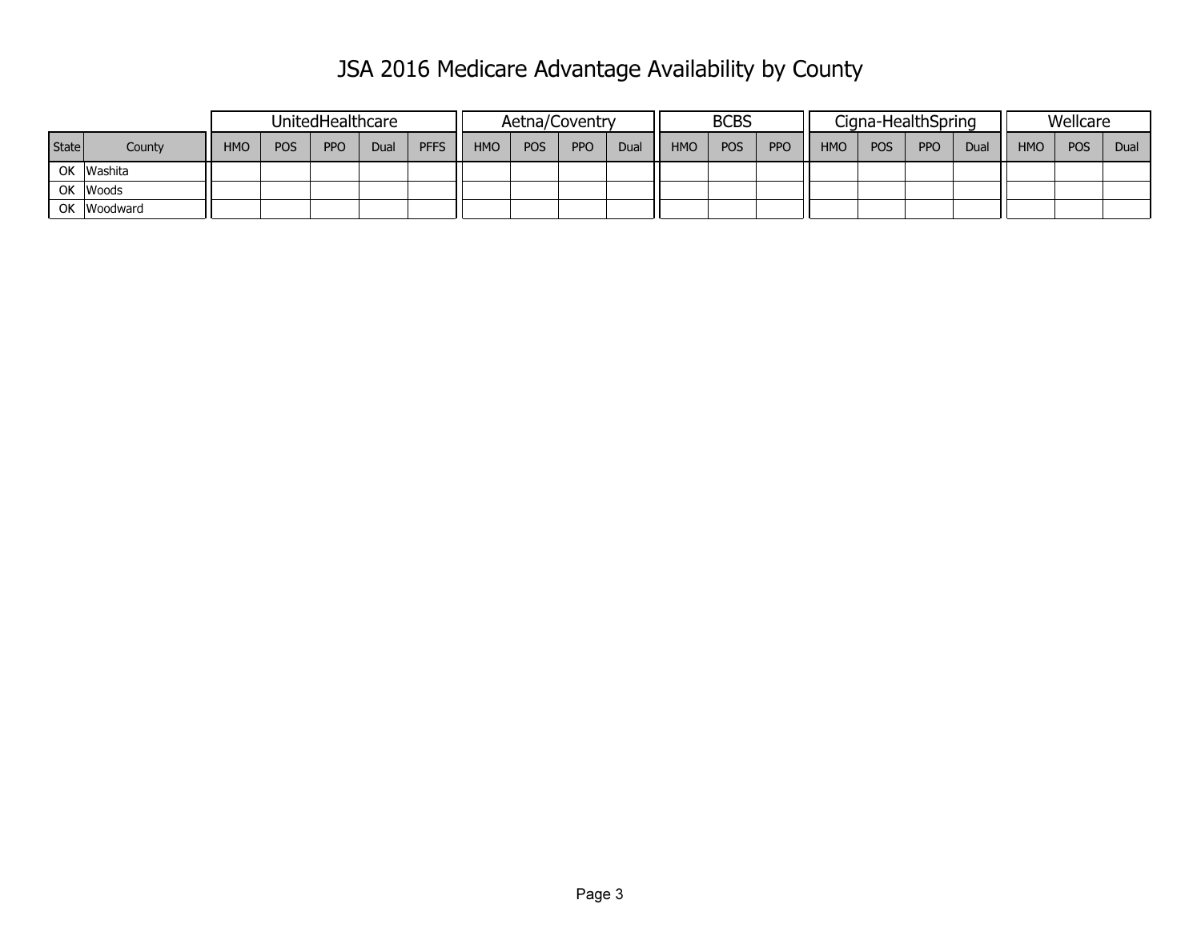# JSA 2016 Medicare Advantage Availability by County

| | | UnitedHealthcare | | | | | Aetna/Coventry | | | | BCBS | | | Cigna-HealthSpring | | | | Wellcare | | |
|---|---|---|---|---|---|---|---|---|---|---|---|---|---|---|---|---|---|---|---|---|
| State | County | HMO | POS | PPO | Dual | PFFS | HMO | POS | PPO | Dual | HMO | POS | PPO | HMO | POS | PPO | Dual | HMO | POS | Dual |
| OK | Washita | | | | | | | | | | | | | | | | | | | |
| OK | Woods | | | | | | | | | | | | | | | | | | | |
| OK | Woodward | | | | | | | | | | | | | | | | | | | |